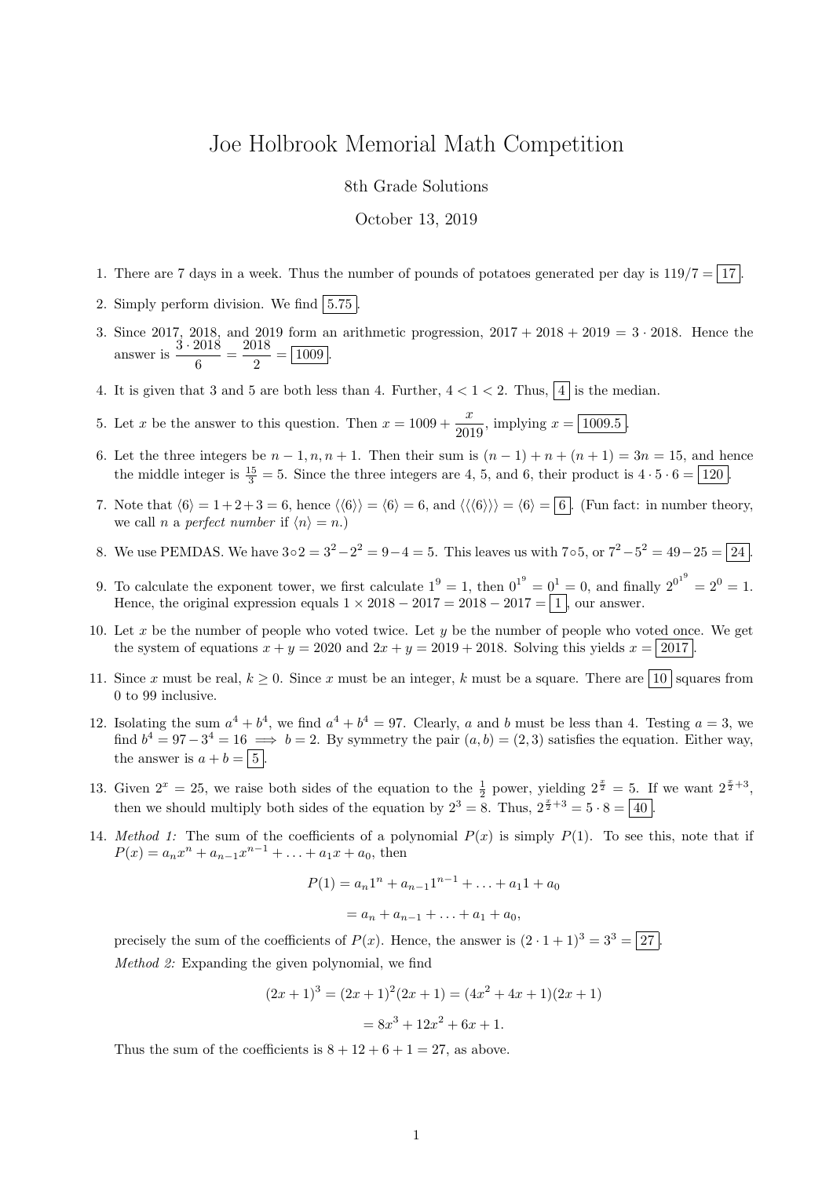# Joe Holbrook Memorial Math Competition

8th Grade Solutions

October 13, 2019

1. There are 7 days in a week. Thus the number of pounds of potatoes generated per day is $119/7 = \boxed{17}$.

2. Simply perform division. We find $\boxed{5.75}$.

3. Since 2017, 2018, and 2019 form an arithmetic progression, $2017 + 2018 + 2019 = 3 \cdot 2018$. Hence the answer is $\frac{3 \cdot 2018}{6} = \frac{2018}{2} = \boxed{1009}$.

4. It is given that 3 and 5 are both less than 4. Further, $4 < 1 < 2$. Thus, $\boxed{4}$ is the median.

5. Let $x$ be the answer to this question. Then $x = 1009 + \frac{x}{2019}$, implying $x = \boxed{1009.5}$.

6. Let the three integers be $n-1, n, n+1$. Then their sum is $(n-1) + n + (n+1) = 3n = 15$, and hence the middle integer is $\frac{15}{3} = 5$. Since the three integers are 4, 5, and 6, their product is $4 \cdot 5 \cdot 6 = \boxed{120}$.

7. Note that $\langle 6 \rangle = 1+2+3 = 6$, hence $\langle\langle 6 \rangle\rangle = \langle 6 \rangle = 6$, and $\langle\langle\langle 6 \rangle\rangle\rangle = \langle 6 \rangle = \boxed{6}$. (Fun fact: in number theory, we call $n$ a *perfect number* if $\langle n \rangle = n$.)

8. We use PEMDAS. We have $3 \circ 2 = 3^2 - 2^2 = 9 - 4 = 5$. This leaves us with $7 \circ 5$, or $7^2 - 5^2 = 49 - 25 = \boxed{24}$.

9. To calculate the exponent tower, we first calculate $1^9 = 1$, then $0^{1^9} = 0^1 = 0$, and finally $2^{0^{1^9}} = 2^0 = 1$. Hence, the original expression equals $1 \times 2018 - 2017 = 2018 - 2017 = \boxed{1}$, our answer.

10. Let $x$ be the number of people who voted twice. Let $y$ be the number of people who voted once. We get the system of equations $x + y = 2020$ and $2x + y = 2019 + 2018$. Solving this yields $x = \boxed{2017}$.

11. Since $x$ must be real, $k \geq 0$. Since $x$ must be an integer, $k$ must be a square. There are $\boxed{10}$ squares from 0 to 99 inclusive.

12. Isolating the sum $a^4 + b^4$, we find $a^4 + b^4 = 97$. Clearly, $a$ and $b$ must be less than 4. Testing $a = 3$, we find $b^4 = 97 - 3^4 = 16 \implies b = 2$. By symmetry the pair $(a, b) = (2, 3)$ satisfies the equation. Either way, the answer is $a + b = \boxed{5}$.

13. Given $2^x = 25$, we raise both sides of the equation to the $\frac{1}{2}$ power, yielding $2^{\frac{x}{2}} = 5$. If we want $2^{\frac{x}{2}+3}$, then we should multiply both sides of the equation by $2^3 = 8$. Thus, $2^{\frac{x}{2}+3} = 5 \cdot 8 = \boxed{40}$.

14. *Method 1:* The sum of the coefficients of a polynomial $P(x)$ is simply $P(1)$. To see this, note that if $P(x) = a_n x^n + a_{n-1}x^{n-1} + \ldots + a_1 x + a_0$, then

$$P(1) = a_n 1^n + a_{n-1} 1^{n-1} + \ldots + a_1 1 + a_0$$

$$= a_n + a_{n-1} + \ldots + a_1 + a_0,$$

precisely the sum of the coefficients of $P(x)$. Hence, the answer is $(2 \cdot 1 + 1)^3 = 3^3 = \boxed{27}$.

*Method 2:* Expanding the given polynomial, we find

$$(2x+1)^3 = (2x+1)^2(2x+1) = (4x^2 + 4x + 1)(2x + 1)$$

$$= 8x^3 + 12x^2 + 6x + 1.$$

Thus the sum of the coefficients is $8 + 12 + 6 + 1 = 27$, as above.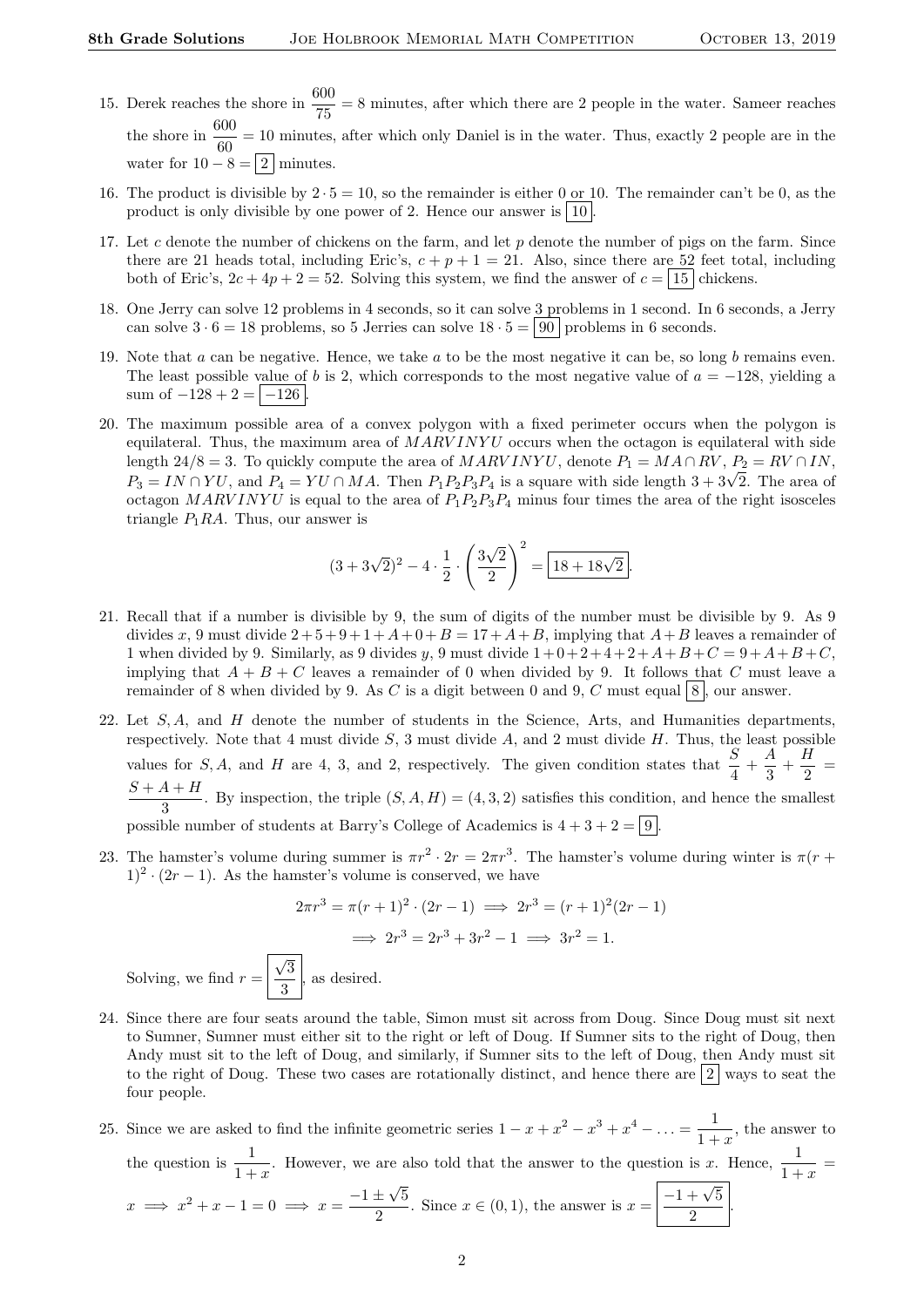15. Derek reaches the shore in $\frac{600}{75} = 8$ minutes, after which there are 2 people in the water. Sameer reaches the shore in $\frac{600}{60} = 10$ minutes, after which only Daniel is in the water. Thus, exactly 2 people are in the water for $10 - 8 = \boxed{2}$ minutes.

16. The product is divisible by $2 \cdot 5 = 10$, so the remainder is either 0 or 10. The remainder can't be 0, as the product is only divisible by one power of 2. Hence our answer is $\boxed{10}$.

17. Let $c$ denote the number of chickens on the farm, and let $p$ denote the number of pigs on the farm. Since there are 21 heads total, including Eric's, $c + p + 1 = 21$. Also, since there are 52 feet total, including both of Eric's, $2c + 4p + 2 = 52$. Solving this system, we find the answer of $c = \boxed{15}$ chickens.

18. One Jerry can solve 12 problems in 4 seconds, so it can solve 3 problems in 1 second. In 6 seconds, a Jerry can solve $3 \cdot 6 = 18$ problems, so 5 Jerries can solve $18 \cdot 5 = \boxed{90}$ problems in 6 seconds.

19. Note that $a$ can be negative. Hence, we take $a$ to be the most negative it can be, so long $b$ remains even. The least possible value of $b$ is 2, which corresponds to the most negative value of $a = -128$, yielding a sum of $-128 + 2 = \boxed{-126}$.

20. The maximum possible area of a convex polygon with a fixed perimeter occurs when the polygon is equilateral. Thus, the maximum area of $MARVINYU$ occurs when the octagon is equilateral with side length $24/8 = 3$. To quickly compute the area of $MARVINYU$, denote $P_1 = MA \cap RV$, $P_2 = RV \cap IN$, $P_3 = IN \cap YU$, and $P_4 = YU \cap MA$. Then $P_1P_2P_3P_4$ is a square with side length $3 + 3\sqrt{2}$. The area of octagon $MARVINYU$ is equal to the area of $P_1P_2P_3P_4$ minus four times the area of the right isosceles triangle $P_1RA$. Thus, our answer is

$$(3 + 3\sqrt{2})^2 - 4 \cdot \frac{1}{2} \cdot \left(\frac{3\sqrt{2}}{2}\right)^2 = \boxed{18 + 18\sqrt{2}}.$$

21. Recall that if a number is divisible by 9, the sum of digits of the number must be divisible by 9. As 9 divides $x$, 9 must divide $2+5+9+1+A+0+B = 17+A+B$, implying that $A+B$ leaves a remainder of 1 when divided by 9. Similarly, as 9 divides $y$, 9 must divide $1+0+2+4+2+A+B+C = 9+A+B+C$, implying that $A+B+C$ leaves a remainder of 0 when divided by 9. It follows that $C$ must leave a remainder of 8 when divided by 9. As $C$ is a digit between 0 and 9, $C$ must equal $\boxed{8}$, our answer.

22. Let $S, A,$ and $H$ denote the number of students in the Science, Arts, and Humanities departments, respectively. Note that 4 must divide $S$, 3 must divide $A$, and 2 must divide $H$. Thus, the least possible values for $S, A,$ and $H$ are 4, 3, and 2, respectively. The given condition states that $\frac{S}{4} + \frac{A}{3} + \frac{H}{2} = \frac{S+A+H}{3}$. By inspection, the triple $(S, A, H) = (4, 3, 2)$ satisfies this condition, and hence the smallest possible number of students at Barry's College of Academics is $4 + 3 + 2 = \boxed{9}$.

23. The hamster's volume during summer is $\pi r^2 \cdot 2r = 2\pi r^3$. The hamster's volume during winter is $\pi(r+1)^2 \cdot (2r-1)$. As the hamster's volume is conserved, we have

$$2\pi r^3 = \pi(r+1)^2 \cdot (2r-1) \implies 2r^3 = (r+1)^2(2r-1)$$
$$\implies 2r^3 = 2r^3 + 3r^2 - 1 \implies 3r^2 = 1.$$

Solving, we find $r = \boxed{\frac{\sqrt{3}}{3}}$, as desired.

24. Since there are four seats around the table, Simon must sit across from Doug. Since Doug must sit next to Sumner, Sumner must either sit to the right or left of Doug. If Sumner sits to the right of Doug, then Andy must sit to the left of Doug, and similarly, if Sumner sits to the left of Doug, then Andy must sit to the right of Doug. These two cases are rotationally distinct, and hence there are $\boxed{2}$ ways to seat the four people.

25. Since we are asked to find the infinite geometric series $1 - x + x^2 - x^3 + x^4 - \ldots = \frac{1}{1+x}$, the answer to the question is $\frac{1}{1+x}$. However, we are also told that the answer to the question is $x$. Hence, $\frac{1}{1+x} = x \implies x^2 + x - 1 = 0 \implies x = \frac{-1 \pm \sqrt{5}}{2}$. Since $x \in (0, 1)$, the answer is $x = \boxed{\frac{-1+\sqrt{5}}{2}}$.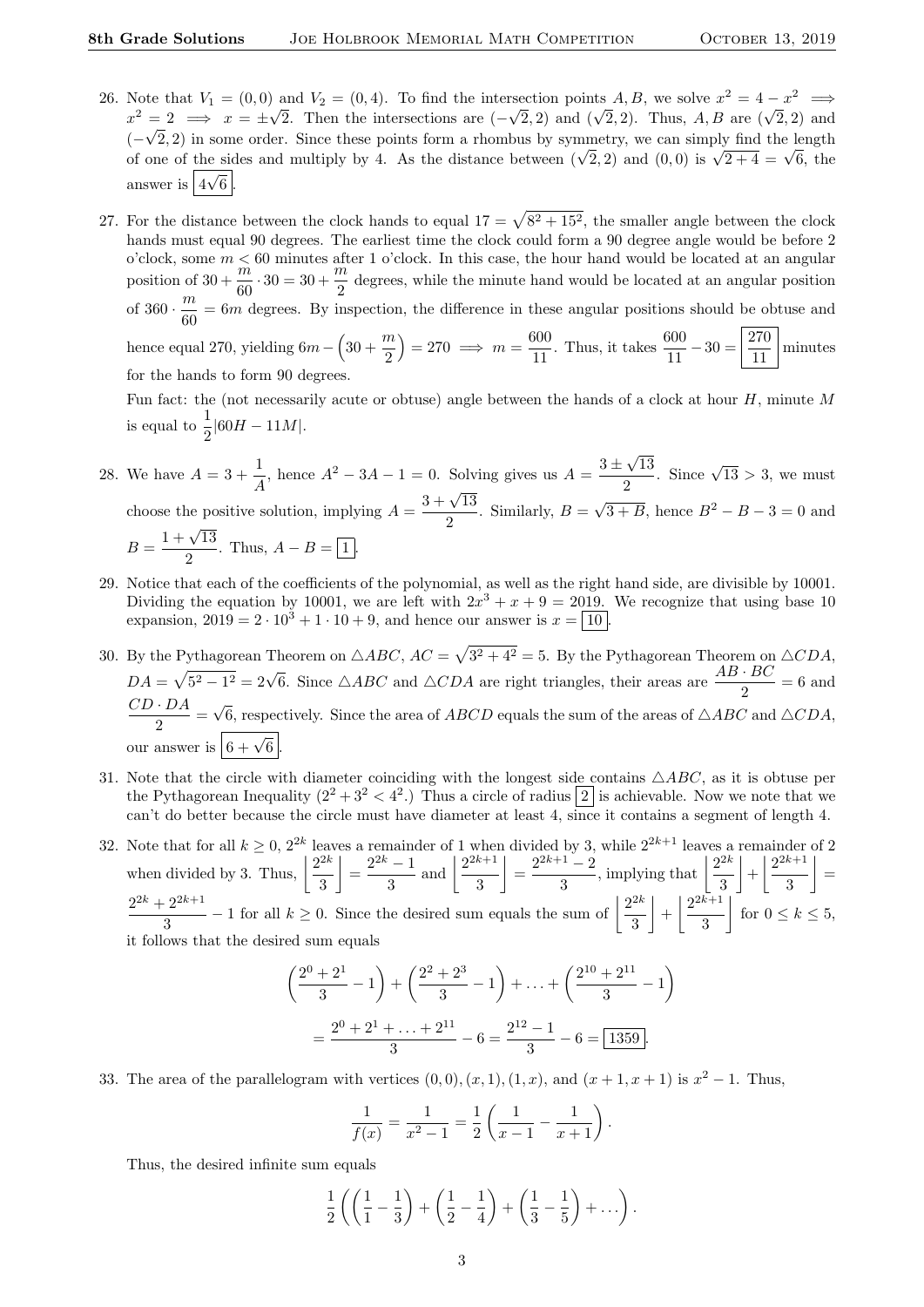26. Note that $V_1 = (0,0)$ and $V_2 = (0,4)$. To find the intersection points $A, B$, we solve $x^2 = 4 - x^2 \implies x^2 = 2 \implies x = \pm\sqrt{2}$. Then the intersections are $(-\sqrt{2}, 2)$ and $(\sqrt{2}, 2)$. Thus, $A, B$ are $(\sqrt{2}, 2)$ and $(-\sqrt{2}, 2)$ in some order. Since these points form a rhombus by symmetry, we can simply find the length of one of the sides and multiply by 4. As the distance between $(\sqrt{2}, 2)$ and $(0,0)$ is $\sqrt{2+4} = \sqrt{6}$, the answer is $\boxed{4\sqrt{6}}$.

27. For the distance between the clock hands to equal $17 = \sqrt{8^2 + 15^2}$, the smaller angle between the clock hands must equal 90 degrees. The earliest time the clock could form a 90 degree angle would be before 2 o'clock, some $m < 60$ minutes after 1 o'clock. In this case, the hour hand would be located at an angular position of $30 + \frac{m}{60} \cdot 30 = 30 + \frac{m}{2}$ degrees, while the minute hand would be located at an angular position of $360 \cdot \frac{m}{60} = 6m$ degrees. By inspection, the difference in these angular positions should be obtuse and hence equal 270, yielding $6m - \left(30 + \frac{m}{2}\right) = 270 \implies m = \frac{600}{11}$. Thus, it takes $\frac{600}{11} - 30 = \boxed{\frac{270}{11}}$ minutes for the hands to form 90 degrees.

   Fun fact: the (not necessarily acute or obtuse) angle between the hands of a clock at hour $H$, minute $M$ is equal to $\frac{1}{2}|60H - 11M|$.

28. We have $A = 3 + \frac{1}{A}$, hence $A^2 - 3A - 1 = 0$. Solving gives us $A = \frac{3 \pm \sqrt{13}}{2}$. Since $\sqrt{13} > 3$, we must choose the positive solution, implying $A = \frac{3 + \sqrt{13}}{2}$. Similarly, $B = \sqrt{3 + B}$, hence $B^2 - B - 3 = 0$ and $B = \frac{1 + \sqrt{13}}{2}$. Thus, $A - B = \boxed{1}$.

29. Notice that each of the coefficients of the polynomial, as well as the right hand side, are divisible by 10001. Dividing the equation by 10001, we are left with $2x^3 + x + 9 = 2019$. We recognize that using base 10 expansion, $2019 = 2 \cdot 10^3 + 1 \cdot 10 + 9$, and hence our answer is $x = \boxed{10}$.

30. By the Pythagorean Theorem on $\triangle ABC$, $AC = \sqrt{3^2 + 4^2} = 5$. By the Pythagorean Theorem on $\triangle CDA$, $DA = \sqrt{5^2 - 1^2} = 2\sqrt{6}$. Since $\triangle ABC$ and $\triangle CDA$ are right triangles, their areas are $\frac{AB \cdot BC}{2} = 6$ and $\frac{CD \cdot DA}{2} = \sqrt{6}$, respectively. Since the area of $ABCD$ equals the sum of the areas of $\triangle ABC$ and $\triangle CDA$, our answer is $\boxed{6 + \sqrt{6}}$.

31. Note that the circle with diameter coinciding with the longest side contains $\triangle ABC$, as it is obtuse per the Pythagorean Inequality ($2^2 + 3^2 < 4^2$.) Thus a circle of radius $\boxed{2}$ is achievable. Now we note that we can't do better because the circle must have diameter at least 4, since it contains a segment of length 4.

32. Note that for all $k \geq 0$, $2^{2k}$ leaves a remainder of 1 when divided by 3, while $2^{2k+1}$ leaves a remainder of 2 when divided by 3. Thus, $\left\lfloor \frac{2^{2k}}{3} \right\rfloor = \frac{2^{2k} - 1}{3}$ and $\left\lfloor \frac{2^{2k+1}}{3} \right\rfloor = \frac{2^{2k+1} - 2}{3}$, implying that $\left\lfloor \frac{2^{2k}}{3} \right\rfloor + \left\lfloor \frac{2^{2k+1}}{3} \right\rfloor = \frac{2^{2k} + 2^{2k+1}}{3} - 1$ for all $k \geq 0$. Since the desired sum equals the sum of $\left\lfloor \frac{2^{2k}}{3} \right\rfloor + \left\lfloor \frac{2^{2k+1}}{3} \right\rfloor$ for $0 \leq k \leq 5$, it follows that the desired sum equals

$$\left(\frac{2^0 + 2^1}{3} - 1\right) + \left(\frac{2^2 + 2^3}{3} - 1\right) + \ldots + \left(\frac{2^{10} + 2^{11}}{3} - 1\right)$$

$$= \frac{2^0 + 2^1 + \ldots + 2^{11}}{3} - 6 = \frac{2^{12} - 1}{3} - 6 = \boxed{1359}.$$

33. The area of the parallelogram with vertices $(0,0), (x,1), (1,x)$, and $(x+1, x+1)$ is $x^2 - 1$. Thus,

$$\frac{1}{f(x)} = \frac{1}{x^2 - 1} = \frac{1}{2}\left(\frac{1}{x-1} - \frac{1}{x+1}\right).$$

   Thus, the desired infinite sum equals

$$\frac{1}{2}\left(\left(\frac{1}{1} - \frac{1}{3}\right) + \left(\frac{1}{2} - \frac{1}{4}\right) + \left(\frac{1}{3} - \frac{1}{5}\right) + \ldots\right).$$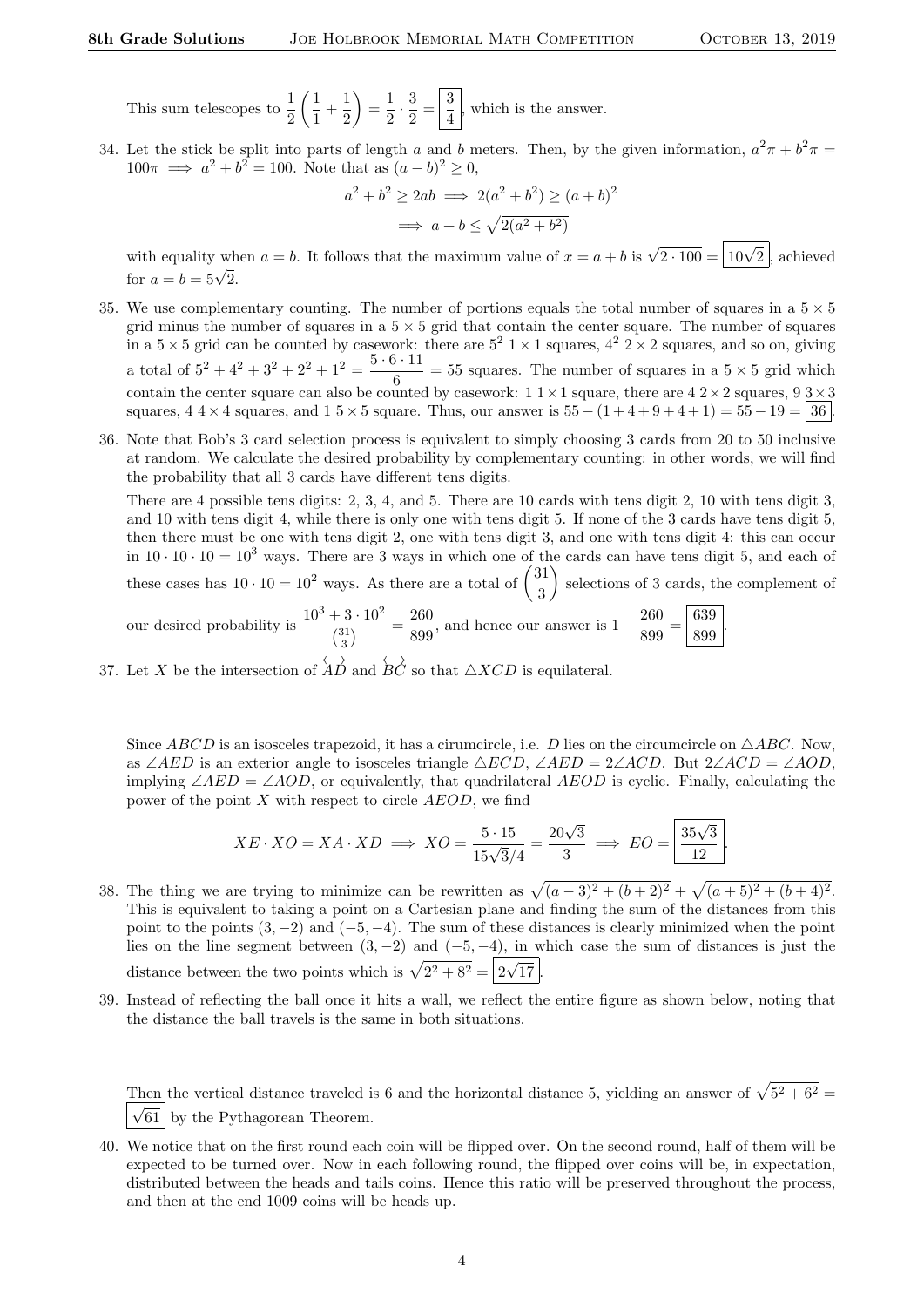This sum telescopes to $\frac{1}{2}\left(\frac{1}{1}+\frac{1}{2}\right)=\frac{1}{2}\cdot\frac{3}{2}=\boxed{\frac{3}{4}}$, which is the answer.

34. Let the stick be split into parts of length $a$ and $b$ meters. Then, by the given information, $a^2\pi + b^2\pi = 100\pi \implies a^2 + b^2 = 100$. Note that as $(a-b)^2 \geq 0$,

$$a^2 + b^2 \geq 2ab \implies 2(a^2+b^2) \geq (a+b)^2$$
$$\implies a+b \leq \sqrt{2(a^2+b^2)}$$

with equality when $a = b$. It follows that the maximum value of $x = a+b$ is $\sqrt{2\cdot 100} = \boxed{10\sqrt{2}}$, achieved for $a = b = 5\sqrt{2}$.

35. We use complementary counting. The number of portions equals the total number of squares in a $5\times 5$ grid minus the number of squares in a $5\times 5$ grid that contain the center square. The number of squares in a $5\times 5$ grid can be counted by casework: there are $5^2$ $1\times 1$ squares, $4^2$ $2\times 2$ squares, and so on, giving a total of $5^2+4^2+3^2+2^2+1^2 = \frac{5\cdot 6\cdot 11}{6} = 55$ squares. The number of squares in a $5\times 5$ grid which contain the center square can also be counted by casework: 1 $1\times 1$ square, there are 4 $2\times 2$ squares, 9 $3\times 3$ squares, 4 $4\times 4$ squares, and 1 $5\times 5$ square. Thus, our answer is $55-(1+4+9+4+1) = 55-19 = \boxed{36}$.

36. Note that Bob's 3 card selection process is equivalent to simply choosing 3 cards from 20 to 50 inclusive at random. We calculate the desired probability by complementary counting: in other words, we will find the probability that all 3 cards have different tens digits.

There are 4 possible tens digits: 2, 3, 4, and 5. There are 10 cards with tens digit 2, 10 with tens digit 3, and 10 with tens digit 4, while there is only one with tens digit 5. If none of the 3 cards have tens digit 5, then there must be one with tens digit 2, one with tens digit 3, and one with tens digit 4: this can occur in $10\cdot 10\cdot 10 = 10^3$ ways. There are 3 ways in which one of the cards can have tens digit 5, and each of these cases has $10\cdot 10 = 10^2$ ways. As there are a total of $\binom{31}{3}$ selections of 3 cards, the complement of our desired probability is $\frac{10^3+3\cdot 10^2}{\binom{31}{3}} = \frac{260}{899}$, and hence our answer is $1-\frac{260}{899} = \boxed{\frac{639}{899}}$.

37. Let $X$ be the intersection of $\overleftrightarrow{AD}$ and $\overleftrightarrow{BC}$ so that $\triangle XCD$ is equilateral.

Since $ABCD$ is an isosceles trapezoid, it has a cirumcircle, i.e. $D$ lies on the circumcircle on $\triangle ABC$. Now, as $\angle AED$ is an exterior angle to isosceles triangle $\triangle ECD$, $\angle AED = 2\angle ACD$. But $2\angle ACD = \angle AOD$, implying $\angle AED = \angle AOD$, or equivalently, that quadrilateral $AEOD$ is cyclic. Finally, calculating the power of the point $X$ with respect to circle $AEOD$, we find

$$XE\cdot XO = XA\cdot XD \implies XO = \frac{5\cdot 15}{15\sqrt{3}/4} = \frac{20\sqrt{3}}{3} \implies EO = \boxed{\frac{35\sqrt{3}}{12}}.$$

38. The thing we are trying to minimize can be rewritten as $\sqrt{(a-3)^2+(b+2)^2}+\sqrt{(a+5)^2+(b+4)^2}$. This is equivalent to taking a point on a Cartesian plane and finding the sum of the distances from this point to the points $(3,-2)$ and $(-5,-4)$. The sum of these distances is clearly minimized when the point lies on the line segment between $(3,-2)$ and $(-5,-4)$, in which case the sum of distances is just the distance between the two points which is $\sqrt{2^2+8^2} = \boxed{2\sqrt{17}}$.

39. Instead of reflecting the ball once it hits a wall, we reflect the entire figure as shown below, noting that the distance the ball travels is the same in both situations.

Then the vertical distance traveled is 6 and the horizontal distance 5, yielding an answer of $\sqrt{5^2+6^2} = \boxed{\sqrt{61}}$ by the Pythagorean Theorem.

40. We notice that on the first round each coin will be flipped over. On the second round, half of them will be expected to be turned over. Now in each following round, the flipped over coins will be, in expectation, distributed between the heads and tails coins. Hence this ratio will be preserved throughout the process, and then at the end 1009 coins will be heads up.